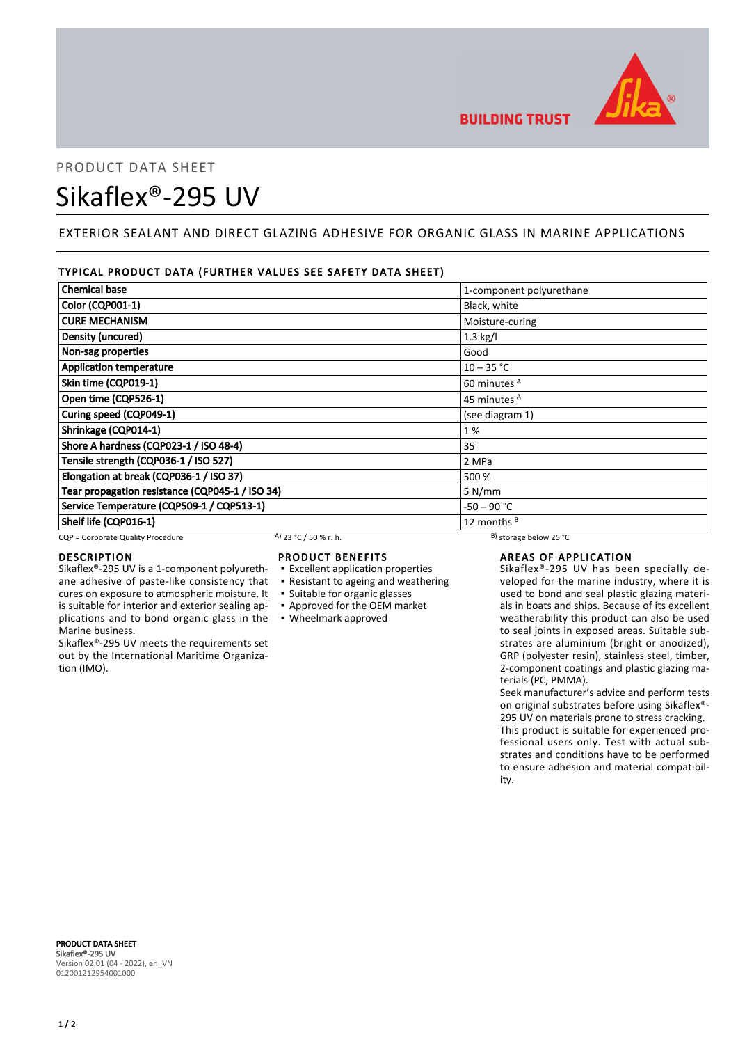BUILDING TRUST

PRODUCT DATA SHEET

# Sikaflex®-295 UV

## EXTERIOR SEALANT AND DIRECT GLAZING ADHESIVE FOR ORGANIC GLASS IN MARINE APPLICATIONS

### TYPICAL PRODUCT DATA (FURTHER VALUES SEE SAFETY DATA SHEET)

| Property | Value |
|---|---|
| **Chemical base** | 1-component polyurethane |
| **Color (CQP001-1)** | Black, white |
| **CURE MECHANISM** | Moisture-curing |
| **Density (uncured)** | 1.3 kg/l |
| **Non-sag properties** | Good |
| **Application temperature** | 10 – 35 °C |
| **Skin time (CQP019-1)** | 60 minutes [A] |
| **Open time (CQP526-1)** | 45 minutes [A] |
| **Curing speed (CQP049-1)** | (see diagram 1) |
| **Shrinkage (CQP014-1)** | 1 % |
| **Shore A hardness (CQP023-1 / ISO 48-4)** | 35 |
| **Tensile strength (CQP036-1 / ISO 527)** | 2 MPa |
| **Elongation at break (CQP036-1 / ISO 37)** | 500 % |
| **Tear propagation resistance (CQP045-1 / ISO 34)** | 5 N/mm |
| **Service Temperature (CQP509-1 / CQP513-1)** | -50 – 90 °C |
| **Shelf life (CQP016-1)** | 12 months [B] |

CQP = Corporate Quality Procedure  A) 23 °C / 50 % r. h.  B) storage below 25 °C

### DESCRIPTION

Sikaflex®-295 UV is a 1-component polyurethane adhesive of paste-like consistency that cures on exposure to atmospheric moisture. It is suitable for interior and exterior sealing applications and to bond organic glass in the Marine business.

Sikaflex®-295 UV meets the requirements set out by the International Maritime Organization (IMO).

### PRODUCT BENEFITS

- Excellent application properties
- Resistant to ageing and weathering
- Suitable for organic glasses
- Approved for the OEM market
- Wheelmark approved

### AREAS OF APPLICATION

Sikaflex®-295 UV has been specially developed for the marine industry, where it is used to bond and seal plastic glazing materials in boats and ships. Because of its excellent weatherability this product can also be used to seal joints in exposed areas. Suitable substrates are aluminium (bright or anodized), GRP (polyester resin), stainless steel, timber, 2-component coatings and plastic glazing materials (PC, PMMA).

Seek manufacturer's advice and perform tests on original substrates before using Sikaflex®-295 UV on materials prone to stress cracking.

This product is suitable for experienced professional users only. Test with actual substrates and conditions have to be performed to ensure adhesion and material compatibility.

**PRODUCT DATA SHEET**
**Sikaflex®-295 UV**
Version 02.01 (04 - 2022), en_VN
012001212954001000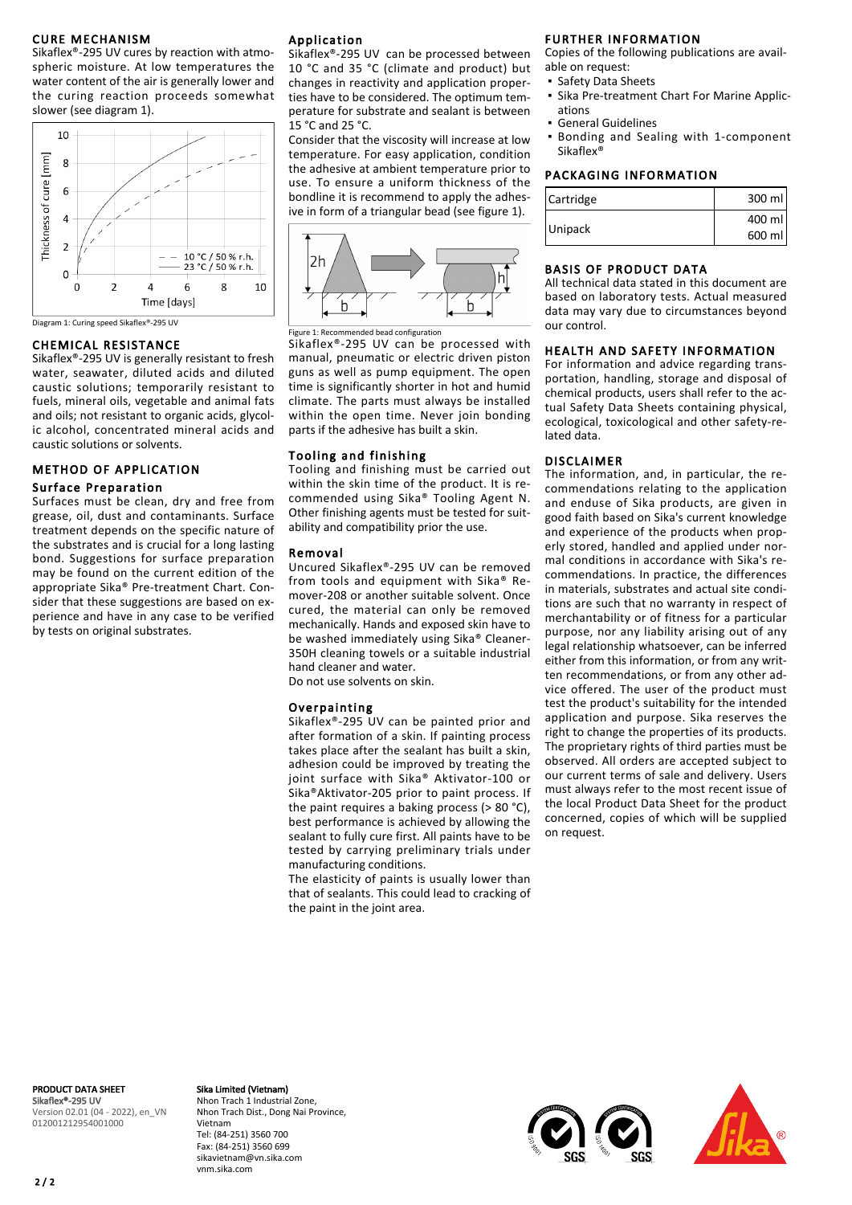## CURE MECHANISM

Sikaflex®-295 UV cures by reaction with atmospheric moisture. At low temperatures the water content of the air is generally lower and the curing reaction proceeds somewhat slower (see diagram 1).

Thickness of cure [mm]
10
8
6
4
2
0
0 2 4 6 8 10
Time [days]
10 °C / 50 % r.h.
23 °C / 50 % r.h.

Diagram 1: Curing speed Sikaflex®-295 UV

## CHEMICAL RESISTANCE

Sikaflex®-295 UV is generally resistant to fresh water, seawater, diluted acids and diluted caustic solutions; temporarily resistant to fuels, mineral oils, vegetable and animal fats and oils; not resistant to organic acids, glycolic alcohol, concentrated mineral acids and caustic solutions or solvents.

## METHOD OF APPLICATION

### Surface Preparation

Surfaces must be clean, dry and free from grease, oil, dust and contaminants. Surface treatment depends on the specific nature of the substrates and is crucial for a long lasting bond. Suggestions for surface preparation may be found on the current edition of the appropriate Sika® Pre-treatment Chart. Consider that these suggestions are based on experience and have in any case to be verified by tests on original substrates.

### Application

Sikaflex®-295 UV can be processed between 10 °C and 35 °C (climate and product) but changes in reactivity and application properties have to be considered. The optimum temperature for substrate and sealant is between 15 °C and 25 °C.

Consider that the viscosity will increase at low temperature. For easy application, condition the adhesive at ambient temperature prior to use. To ensure a uniform thickness of the bondline it is recommend to apply the adhesive in form of a triangular bead (see figure 1).

2h
b
h
b

Figure 1: Recommended bead configuration

Sikaflex®-295 UV can be processed with manual, pneumatic or electric driven piston guns as well as pump equipment. The open time is significantly shorter in hot and humid climate. The parts must always be installed within the open time. Never join bonding parts if the adhesive has built a skin.

### Tooling and finishing

Tooling and finishing must be carried out within the skin time of the product. It is recommended using Sika® Tooling Agent N. Other finishing agents must be tested for suitability and compatibility prior the use.

### Removal

Uncured Sikaflex®-295 UV can be removed from tools and equipment with Sika® Remover-208 or another suitable solvent. Once cured, the material can only be removed mechanically. Hands and exposed skin have to be washed immediately using Sika® Cleaner-350H cleaning towels or a suitable industrial hand cleaner and water.

Do not use solvents on skin.

### Overpainting

Sikaflex®-295 UV can be painted prior and after formation of a skin. If painting process takes place after the sealant has built a skin, adhesion could be improved by treating the joint surface with Sika® Aktivator-100 or Sika®Aktivator-205 prior to paint process. If the paint requires a baking process (> 80 °C), best performance is achieved by allowing the sealant to fully cure first. All paints have to be tested by carrying preliminary trials under manufacturing conditions.

The elasticity of paints is usually lower than that of sealants. This could lead to cracking of the paint in the joint area.

## FURTHER INFORMATION

Copies of the following publications are available on request:

- Safety Data Sheets
- Sika Pre-treatment Chart For Marine Applications
- General Guidelines
- Bonding and Sealing with 1-component Sikaflex®

## PACKAGING INFORMATION

| | |
|---|---|
| Cartridge | 300 ml |
| Unipack | 400 ml<br>600 ml |

## BASIS OF PRODUCT DATA

All technical data stated in this document are based on laboratory tests. Actual measured data may vary due to circumstances beyond our control.

## HEALTH AND SAFETY INFORMATION

For information and advice regarding transportation, handling, storage and disposal of chemical products, users shall refer to the actual Safety Data Sheets containing physical, ecological, toxicological and other safety-related data.

## DISCLAIMER

The information, and, in particular, the recommendations relating to the application and enduse of Sika products, are given in good faith based on Sika's current knowledge and experience of the products when properly stored, handled and applied under normal conditions in accordance with Sika's recommendations. In practice, the differences in materials, substrates and actual site conditions are such that no warranty in respect of merchantability or of fitness for a particular purpose, nor any liability arising out of any legal relationship whatsoever, can be inferred either from this information, or from any written recommendations, or from any other advice offered. The user of the product must test the product's suitability for the intended application and purpose. Sika reserves the right to change the properties of its products. The proprietary rights of third parties must be observed. All orders are accepted subject to our current terms of sale and delivery. Users must always refer to the most recent issue of the local Product Data Sheet for the product concerned, copies of which will be supplied on request.

**PRODUCT DATA SHEET**
**Sikaflex®-295 UV**
Version 02.01 (04 - 2022), en_VN
012001212954001000

**Sika Limited (Vietnam)**
Nhon Trach 1 Industrial Zone,
Nhon Trach Dist., Dong Nai Province,
Vietnam
Tel: (84-251) 3560 700
Fax: (84-251) 3560 699
sikavietnam@vn.sika.com
vnm.sika.com